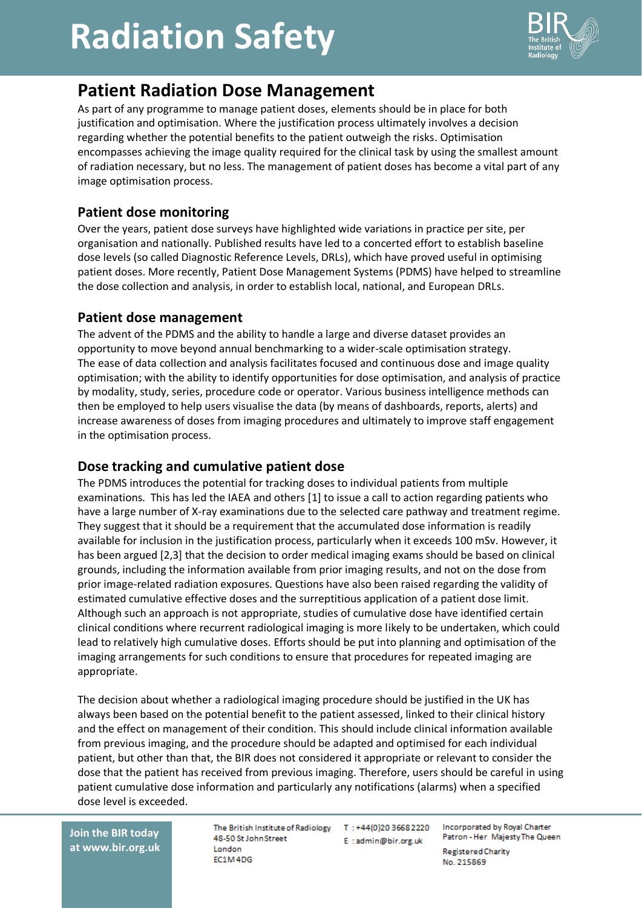# Radiation Safety

## Patient Radiation Dose Management

As part of any programme to manage patient doses, elements should be in place for both justification and optimisation. Where the justification process ultimately involves a decision regarding whether the potential benefits to the patient outweigh the risks. Optimisation encompasses achieving the image quality required for the clinical task by using the smallest amount of radiation necessary, but no less. The management of patient doses has become a vital part of any image optimisation process.

### Patient dose monitoring

Over the years, patient dose surveys have highlighted wide variations in practice per site, per organisation and nationally. Published results have led to a concerted effort to establish baseline dose levels (so called Diagnostic Reference Levels, DRLs), which have proved useful in optimising patient doses. More recently, Patient Dose Management Systems (PDMS) have helped to streamline the dose collection and analysis, in order to establish local, national, and European DRLs.

### Patient dose management

The advent of the PDMS and the ability to handle a large and diverse dataset provides an opportunity to move beyond annual benchmarking to a wider-scale optimisation strategy. The ease of data collection and analysis facilitates focused and continuous dose and image quality optimisation; with the ability to identify opportunities for dose optimisation, and analysis of practice by modality, study, series, procedure code or operator. Various business intelligence methods can then be employed to help users visualise the data (by means of dashboards, reports, alerts) and increase awareness of doses from imaging procedures and ultimately to improve staff engagement in the optimisation process.

### Dose tracking and cumulative patient dose

The PDMS introduces the potential for tracking doses to individual patients from multiple examinations. This has led the IAEA and others [1] to issue a call to action regarding patients who have a large number of X-ray examinations due to the selected care pathway and treatment regime. They suggest that it should be a requirement that the accumulated dose information is readily available for inclusion in the justification process, particularly when it exceeds 100 mSv. However, it has been argued [2,3] that the decision to order medical imaging exams should be based on clinical grounds, including the information available from prior imaging results, and not on the dose from prior image-related radiation exposures. Questions have also been raised regarding the validity of estimated cumulative effective doses and the surreptitious application of a patient dose limit. Although such an approach is not appropriate, studies of cumulative dose have identified certain clinical conditions where recurrent radiological imaging is more likely to be undertaken, which could lead to relatively high cumulative doses. Efforts should be put into planning and optimisation of the imaging arrangements for such conditions to ensure that procedures for repeated imaging are appropriate.

The decision about whether a radiological imaging procedure should be justified in the UK has always been based on the potential benefit to the patient assessed, linked to their clinical history and the effect on management of their condition. This should include clinical information available from previous imaging, and the procedure should be adapted and optimised for each individual patient, but other than that, the BIR does not considered it appropriate or relevant to consider the dose that the patient has received from previous imaging. Therefore, users should be careful in using patient cumulative dose information and particularly any notifications (alarms) when a specified dose level is exceeded.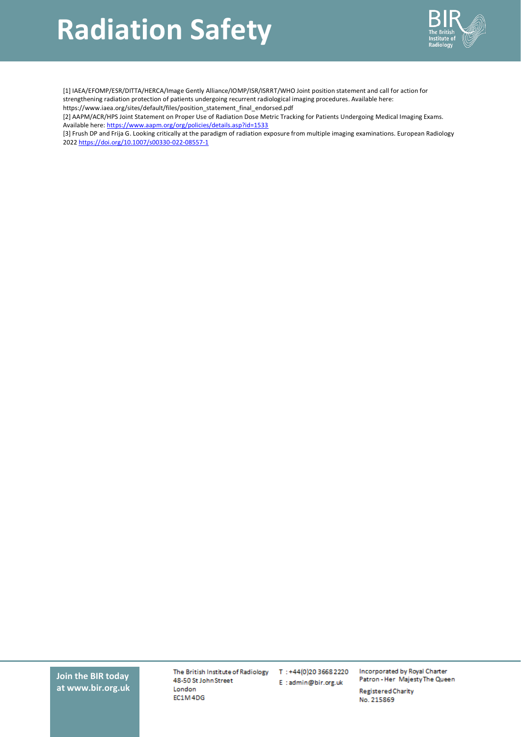[1] IAEA/EFOMP/ESR/DITTA/HERCA/Image Gently Alliance/IOMP/ISR/ISRRT/WHO Joint position statement and call for action for strengthening radiation protection of patients undergoing recurrent radiological imaging procedures. Available here: https://www.iaea.org/sites/default/files/position_statement_final_endorsed.pdf

[2] AAPM/ACR/HPS Joint Statement on Proper Use of Radiation Dose Metric Tracking for Patients Undergoing Medical Imaging Exams. Available here: https://www.aapm.org/org/policies/details.asp?id=1533

[3] Frush DP and Frija G. Looking critically at the paradigm of radiation exposure from multiple imaging examinations. European Radiology 2022 https://doi.org/10.1007/s00330-022-08557-1